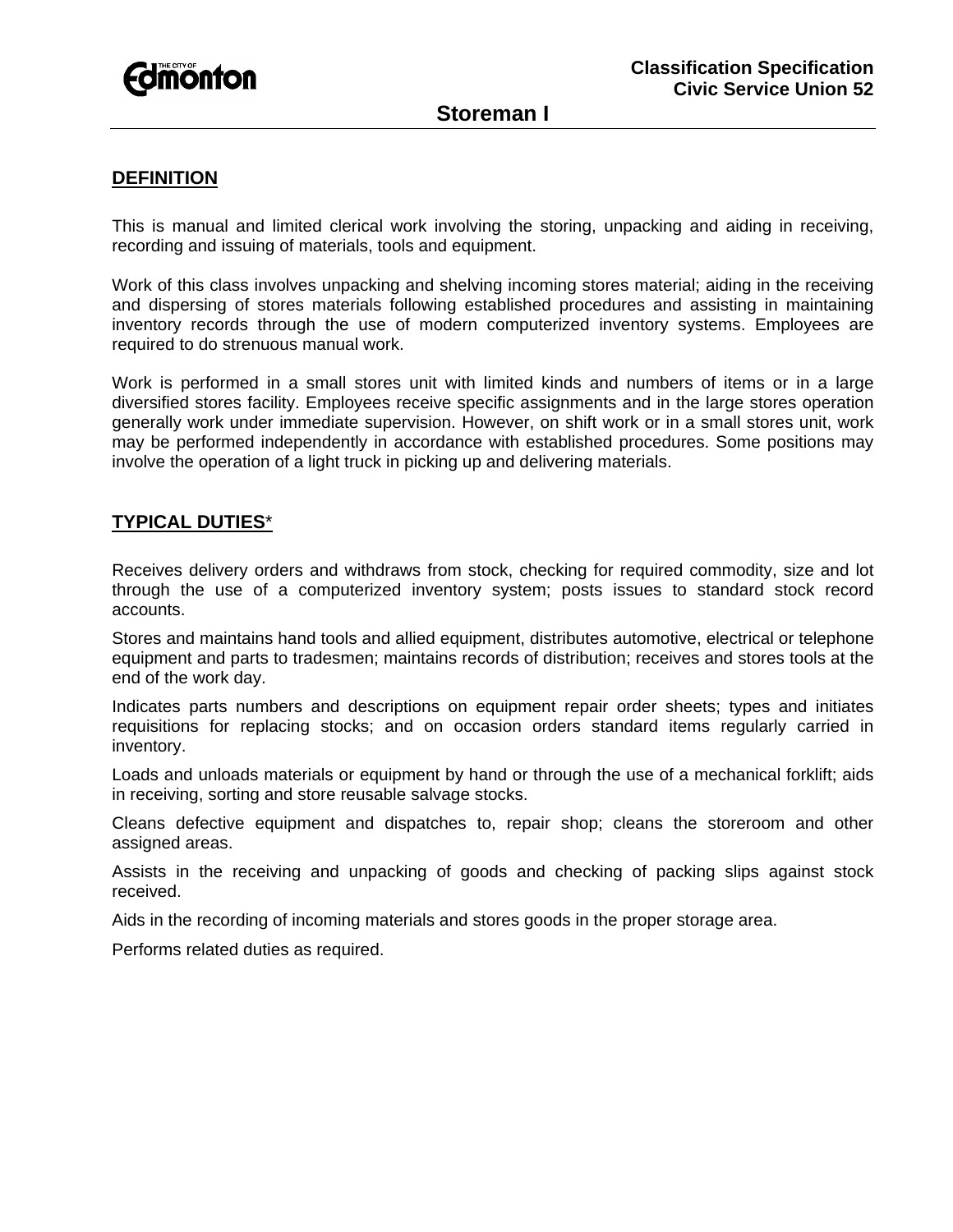Classification Specification
Civic Service Union 52

# Storeman I

## DEFINITION

This is manual and limited clerical work involving the storing, unpacking and aiding in receiving, recording and issuing of materials, tools and equipment.

Work of this class involves unpacking and shelving incoming stores material; aiding in the receiving and dispersing of stores materials following established procedures and assisting in maintaining inventory records through the use of modern computerized inventory systems. Employees are required to do strenuous manual work.

Work is performed in a small stores unit with limited kinds and numbers of items or in a large diversified stores facility. Employees receive specific assignments and in the large stores operation generally work under immediate supervision. However, on shift work or in a small stores unit, work may be performed independently in accordance with established procedures. Some positions may involve the operation of a light truck in picking up and delivering materials.

## TYPICAL DUTIES*

Receives delivery orders and withdraws from stock, checking for required commodity, size and lot through the use of a computerized inventory system; posts issues to standard stock record accounts.

Stores and maintains hand tools and allied equipment, distributes automotive, electrical or telephone equipment and parts to tradesmen; maintains records of distribution; receives and stores tools at the end of the work day.

Indicates parts numbers and descriptions on equipment repair order sheets; types and initiates requisitions for replacing stocks; and on occasion orders standard items regularly carried in inventory.

Loads and unloads materials or equipment by hand or through the use of a mechanical forklift; aids in receiving, sorting and store reusable salvage stocks.

Cleans defective equipment and dispatches to, repair shop; cleans the storeroom and other assigned areas.

Assists in the receiving and unpacking of goods and checking of packing slips against stock received.

Aids in the recording of incoming materials and stores goods in the proper storage area.

Performs related duties as required.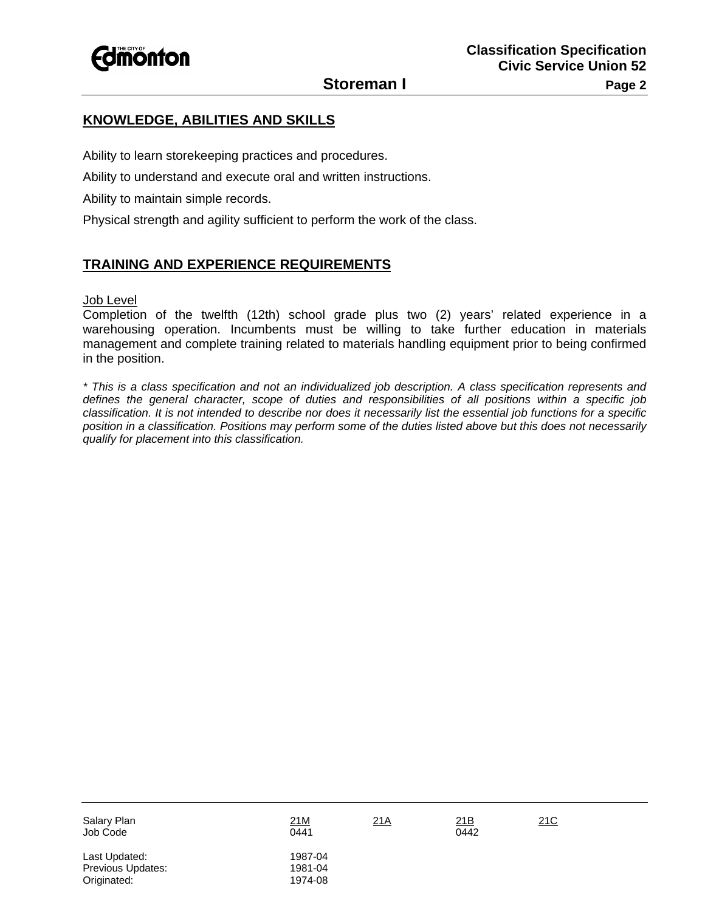## KNOWLEDGE, ABILITIES AND SKILLS

Ability to learn storekeeping practices and procedures.

Ability to understand and execute oral and written instructions.

Ability to maintain simple records.

Physical strength and agility sufficient to perform the work of the class.

## TRAINING AND EXPERIENCE REQUIREMENTS

Job Level

Completion of the twelfth (12th) school grade plus two (2) years' related experience in a warehousing operation. Incumbents must be willing to take further education in materials management and complete training related to materials handling equipment prior to being confirmed in the position.

*\* This is a class specification and not an individualized job description. A class specification represents and defines the general character, scope of duties and responsibilities of all positions within a specific job classification. It is not intended to describe nor does it necessarily list the essential job functions for a specific position in a classification. Positions may perform some of the duties listed above but this does not necessarily qualify for placement into this classification.*

| | | | | |
|---|---|---|---|---|
| Salary Plan | 21M | 21A | 21B | 21C |
| Job Code | 0441 | | 0442 | |
| Last Updated: | 1987-04 | | | |
| Previous Updates: | 1981-04 | | | |
| Originated: | 1974-08 | | | |